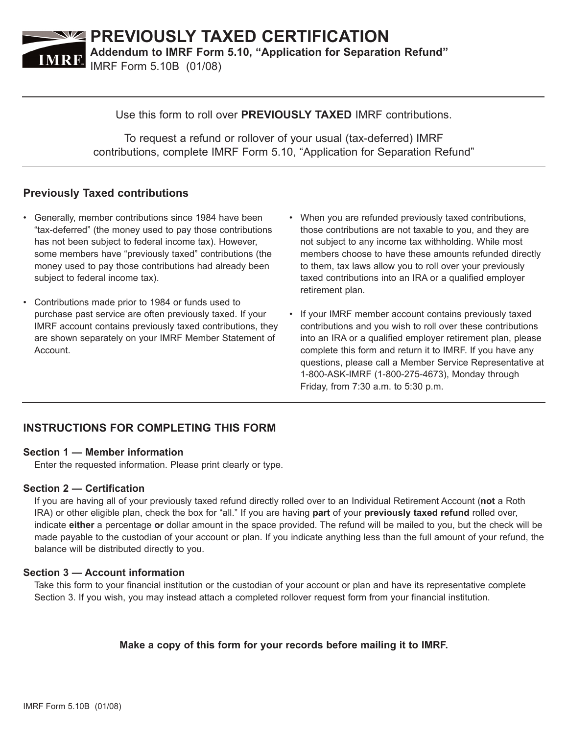# PREVIOUSLY TAXED CERTIFICATION

**Addendum to IMRF Form 5.10, "Application for Separation Refund"**

IMRF Form 5.10B (01/08)

Use this form to roll over **PREVIOUSLY TAXED** IMRF contributions.

To request a refund or rollover of your usual (tax-deferred) IMRF contributions, complete IMRF Form 5.10, "Application for Separation Refund"

## Previously Taxed contributions

- Generally, member contributions since 1984 have been "tax-deferred" (the money used to pay those contributions has not been subject to federal income tax). However, some members have "previously taxed" contributions (the money used to pay those contributions had already been subject to federal income tax).
- Contributions made prior to 1984 or funds used to purchase past service are often previously taxed. If your IMRF account contains previously taxed contributions, they are shown separately on your IMRF Member Statement of Account.
- When you are refunded previously taxed contributions, those contributions are not taxable to you, and they are not subject to any income tax withholding. While most members choose to have these amounts refunded directly to them, tax laws allow you to roll over your previously taxed contributions into an IRA or a qualified employer retirement plan.
- If your IMRF member account contains previously taxed contributions and you wish to roll over these contributions into an IRA or a qualified employer retirement plan, please complete this form and return it to IMRF. If you have any questions, please call a Member Service Representative at 1-800-ASK-IMRF (1-800-275-4673), Monday through Friday, from 7:30 a.m. to 5:30 p.m.

## INSTRUCTIONS FOR COMPLETING THIS FORM

### Section 1 — Member information

Enter the requested information. Please print clearly or type.

### Section 2 — Certification

If you are having all of your previously taxed refund directly rolled over to an Individual Retirement Account (**not** a Roth IRA) or other eligible plan, check the box for "all." If you are having **part** of your **previously taxed refund** rolled over, indicate **either** a percentage **or** dollar amount in the space provided. The refund will be mailed to you, but the check will be made payable to the custodian of your account or plan. If you indicate anything less than the full amount of your refund, the balance will be distributed directly to you.

### Section 3 — Account information

Take this form to your financial institution or the custodian of your account or plan and have its representative complete Section 3. If you wish, you may instead attach a completed rollover request form from your financial institution.

**Make a copy of this form for your records before mailing it to IMRF.**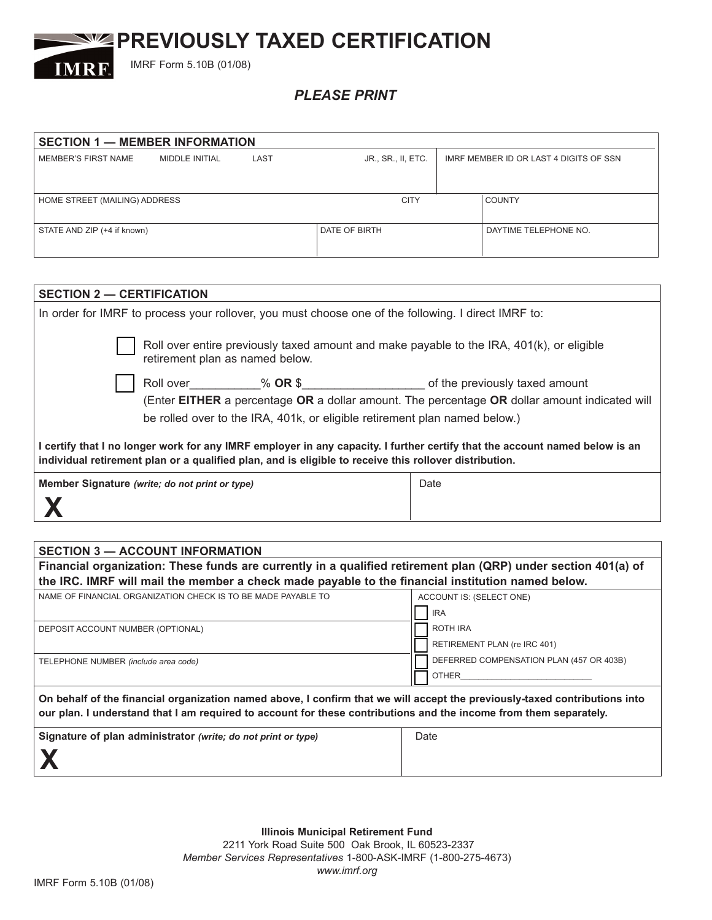# PREVIOUSLY TAXED CERTIFICATION

IMRF Form 5.10B (01/08)

***PLEASE PRINT***

## SECTION 1 — MEMBER INFORMATION

| MEMBER'S FIRST NAME | MIDDLE INITIAL | LAST | JR., SR., II, ETC. | IMRF MEMBER ID OR LAST 4 DIGITS OF SSN |
|---|---|---|---|---|
| | | | | |

| HOME STREET (MAILING) ADDRESS | CITY | COUNTY |
|---|---|---|
| | | |

| STATE AND ZIP (+4 if known) | DATE OF BIRTH | DAYTIME TELEPHONE NO. |
|---|---|---|
| | | |

## SECTION 2 — CERTIFICATION

In order for IMRF to process your rollover, you must choose one of the following. I direct IMRF to:

☐ Roll over entire previously taxed amount and make payable to the IRA, 401(k), or eligible retirement plan as named below.

☐ Roll over___________% **OR** $__________________ of the previously taxed amount (Enter **EITHER** a percentage **OR** a dollar amount. The percentage **OR** dollar amount indicated will be rolled over to the IRA, 401k, or eligible retirement plan named below.)

**I certify that I no longer work for any IMRF employer in any capacity. I further certify that the account named below is an individual retirement plan or a qualified plan, and is eligible to receive this rollover distribution.**

| **Member Signature** *(write; do not print or type)* | Date |
|---|---|
| **X** | |

## SECTION 3 — ACCOUNT INFORMATION

**Financial organization: These funds are currently in a qualified retirement plan (QRP) under section 401(a) of the IRC. IMRF will mail the member a check made payable to the financial institution named below.**

| NAME OF FINANCIAL ORGANIZATION CHECK IS TO BE MADE PAYABLE TO | ACCOUNT IS: (SELECT ONE) |
|---|---|
| | ☐ IRA |
| DEPOSIT ACCOUNT NUMBER (OPTIONAL) | ☐ ROTH IRA |
| | ☐ RETIREMENT PLAN (re IRC 401) |
| TELEPHONE NUMBER *(include area code)* | ☐ DEFERRED COMPENSATION PLAN (457 OR 403B) |
| | ☐ OTHER___________________________ |

**On behalf of the financial organization named above, I confirm that we will accept the previously-taxed contributions into our plan. I understand that I am required to account for these contributions and the income from them separately.**

| **Signature of plan administrator** *(write; do not print or type)* | Date |
|---|---|
| **X** | |

**Illinois Municipal Retirement Fund**
2211 York Road Suite 500 Oak Brook, IL 60523-2337
*Member Services Representatives* 1-800-ASK-IMRF (1-800-275-4673)
*www.imrf.org*